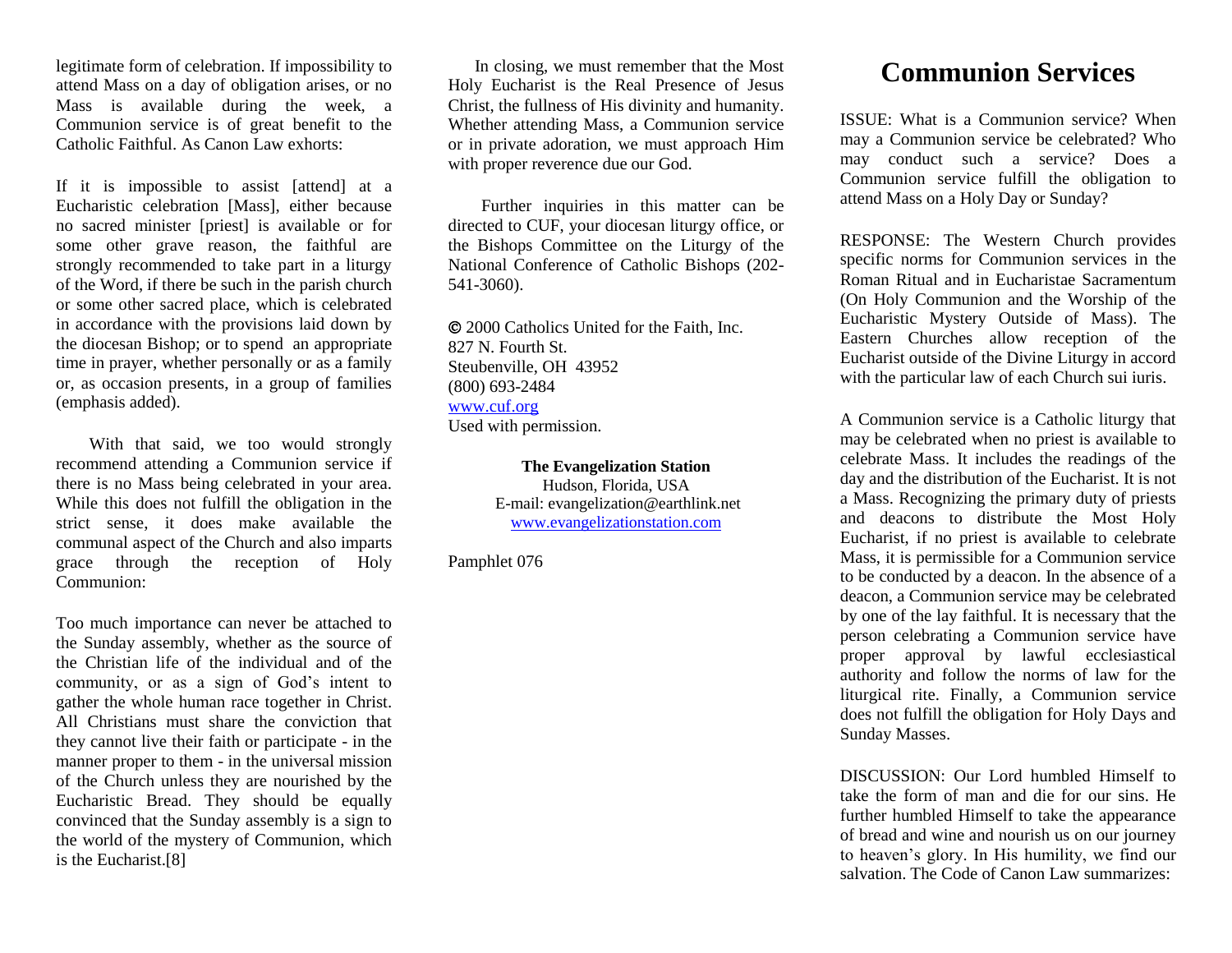legitimate form of celebration. If impossibility to attend Mass on a day of obligation arises, or no Mass is available during the week, a Communion service is of great benefit to the Catholic Faithful. As Canon Law exhorts:

If it is impossible to assist [attend] at a Eucharistic celebration [Mass], either because no sacred minister [priest] is available or for some other grave reason, the faithful are strongly recommended to take part in a liturgy of the Word, if there be such in the parish church or some other sacred place, which is celebrated in accordance with the provisions laid down by the diocesan Bishop; or to spend an appropriate time in prayer, whether personally or as a family or, as occasion presents, in a group of families (emphasis added).

With that said, we too would strongly recommend attending a Communion service if there is no Mass being celebrated in your area. While this does not fulfill the obligation in the strict sense, it does make available the communal aspect of the Church and also imparts grace through the reception of Holy Communion:

Too much importance can never be attached to the Sunday assembly, whether as the source of the Christian life of the individual and of the community, or as a sign of God's intent to gather the whole human race together in Christ. All Christians must share the conviction that they cannot live their faith or participate - in the manner proper to them - in the universal mission of the Church unless they are nourished by the Eucharistic Bread. They should be equally convinced that the Sunday assembly is a sign to the world of the mystery of Communion, which is the Eucharist.[8]

In closing, we must remember that the Most Holy Eucharist is the Real Presence of Jesus Christ, the fullness of His divinity and humanity. Whether attending Mass, a Communion service or in private adoration, we must approach Him with proper reverence due our God.

Further inquiries in this matter can be directed to CUF, your diocesan liturgy office, or the Bishops Committee on the Liturgy of the National Conference of Catholic Bishops (202-541-3060).

© 2000 Catholics United for the Faith, Inc.
827 N. Fourth St.
Steubenville, OH 43952
(800) 693-2484
www.cuf.org
Used with permission.

**The Evangelization Station**
Hudson, Florida, USA
E-mail: evangelization@earthlink.net
www.evangelizationstation.com

Pamphlet 076

# Communion Services

ISSUE: What is a Communion service? When may a Communion service be celebrated? Who may conduct such a service? Does a Communion service fulfill the obligation to attend Mass on a Holy Day or Sunday?

RESPONSE: The Western Church provides specific norms for Communion services in the Roman Ritual and in Eucharistae Sacramentum (On Holy Communion and the Worship of the Eucharistic Mystery Outside of Mass). The Eastern Churches allow reception of the Eucharist outside of the Divine Liturgy in accord with the particular law of each Church sui iuris.

A Communion service is a Catholic liturgy that may be celebrated when no priest is available to celebrate Mass. It includes the readings of the day and the distribution of the Eucharist. It is not a Mass. Recognizing the primary duty of priests and deacons to distribute the Most Holy Eucharist, if no priest is available to celebrate Mass, it is permissible for a Communion service to be conducted by a deacon. In the absence of a deacon, a Communion service may be celebrated by one of the lay faithful. It is necessary that the person celebrating a Communion service have proper approval by lawful ecclesiastical authority and follow the norms of law for the liturgical rite. Finally, a Communion service does not fulfill the obligation for Holy Days and Sunday Masses.

DISCUSSION: Our Lord humbled Himself to take the form of man and die for our sins. He further humbled Himself to take the appearance of bread and wine and nourish us on our journey to heaven's glory. In His humility, we find our salvation. The Code of Canon Law summarizes: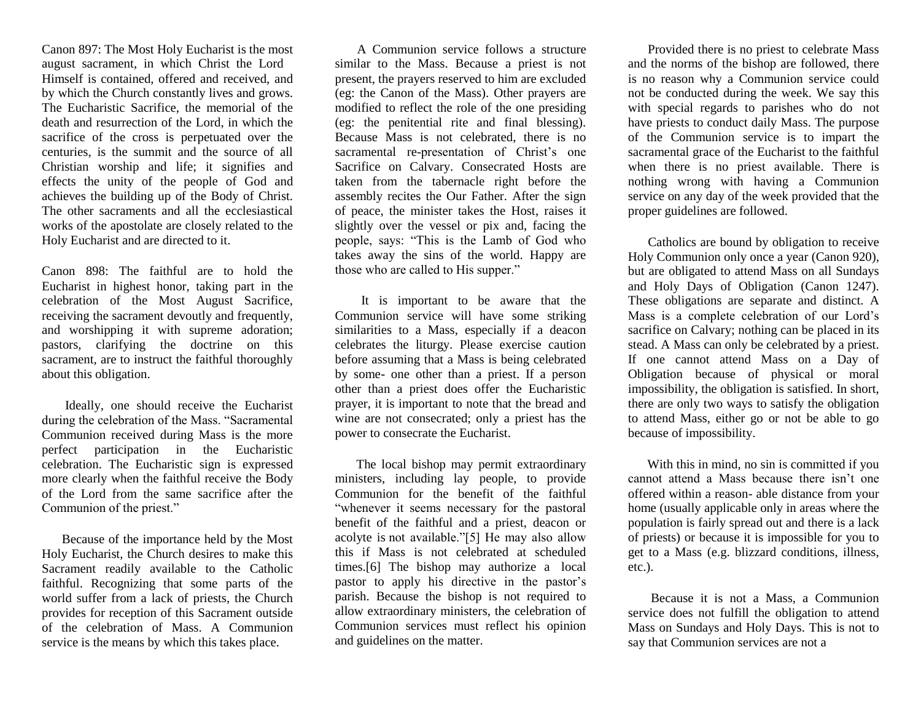Canon 897: The Most Holy Eucharist is the most august sacrament, in which Christ the Lord Himself is contained, offered and received, and by which the Church constantly lives and grows. The Eucharistic Sacrifice, the memorial of the death and resurrection of the Lord, in which the sacrifice of the cross is perpetuated over the centuries, is the summit and the source of all Christian worship and life; it signifies and effects the unity of the people of God and achieves the building up of the Body of Christ. The other sacraments and all the ecclesiastical works of the apostolate are closely related to the Holy Eucharist and are directed to it.

Canon 898: The faithful are to hold the Eucharist in highest honor, taking part in the celebration of the Most August Sacrifice, receiving the sacrament devoutly and frequently, and worshipping it with supreme adoration; pastors, clarifying the doctrine on this sacrament, are to instruct the faithful thoroughly about this obligation.

Ideally, one should receive the Eucharist during the celebration of the Mass. "Sacramental Communion received during Mass is the more perfect participation in the Eucharistic celebration. The Eucharistic sign is expressed more clearly when the faithful receive the Body of the Lord from the same sacrifice after the Communion of the priest."

Because of the importance held by the Most Holy Eucharist, the Church desires to make this Sacrament readily available to the Catholic faithful. Recognizing that some parts of the world suffer from a lack of priests, the Church provides for reception of this Sacrament outside of the celebration of Mass. A Communion service is the means by which this takes place.

A Communion service follows a structure similar to the Mass. Because a priest is not present, the prayers reserved to him are excluded (eg: the Canon of the Mass). Other prayers are modified to reflect the role of the one presiding (eg: the penitential rite and final blessing). Because Mass is not celebrated, there is no sacramental re-presentation of Christ's one Sacrifice on Calvary. Consecrated Hosts are taken from the tabernacle right before the assembly recites the Our Father. After the sign of peace, the minister takes the Host, raises it slightly over the vessel or pix and, facing the people, says: "This is the Lamb of God who takes away the sins of the world. Happy are those who are called to His supper."

It is important to be aware that the Communion service will have some striking similarities to a Mass, especially if a deacon celebrates the liturgy. Please exercise caution before assuming that a Mass is being celebrated by some- one other than a priest. If a person other than a priest does offer the Eucharistic prayer, it is important to note that the bread and wine are not consecrated; only a priest has the power to consecrate the Eucharist.

The local bishop may permit extraordinary ministers, including lay people, to provide Communion for the benefit of the faithful "whenever it seems necessary for the pastoral benefit of the faithful and a priest, deacon or acolyte is not available."[5] He may also allow this if Mass is not celebrated at scheduled times.[6] The bishop may authorize a local pastor to apply his directive in the pastor's parish. Because the bishop is not required to allow extraordinary ministers, the celebration of Communion services must reflect his opinion and guidelines on the matter.

Provided there is no priest to celebrate Mass and the norms of the bishop are followed, there is no reason why a Communion service could not be conducted during the week. We say this with special regards to parishes who do not have priests to conduct daily Mass. The purpose of the Communion service is to impart the sacramental grace of the Eucharist to the faithful when there is no priest available. There is nothing wrong with having a Communion service on any day of the week provided that the proper guidelines are followed.

Catholics are bound by obligation to receive Holy Communion only once a year (Canon 920), but are obligated to attend Mass on all Sundays and Holy Days of Obligation (Canon 1247). These obligations are separate and distinct. A Mass is a complete celebration of our Lord's sacrifice on Calvary; nothing can be placed in its stead. A Mass can only be celebrated by a priest. If one cannot attend Mass on a Day of Obligation because of physical or moral impossibility, the obligation is satisfied. In short, there are only two ways to satisfy the obligation to attend Mass, either go or not be able to go because of impossibility.

With this in mind, no sin is committed if you cannot attend a Mass because there isn't one offered within a reason- able distance from your home (usually applicable only in areas where the population is fairly spread out and there is a lack of priests) or because it is impossible for you to get to a Mass (e.g. blizzard conditions, illness, etc.).

Because it is not a Mass, a Communion service does not fulfill the obligation to attend Mass on Sundays and Holy Days. This is not to say that Communion services are not a